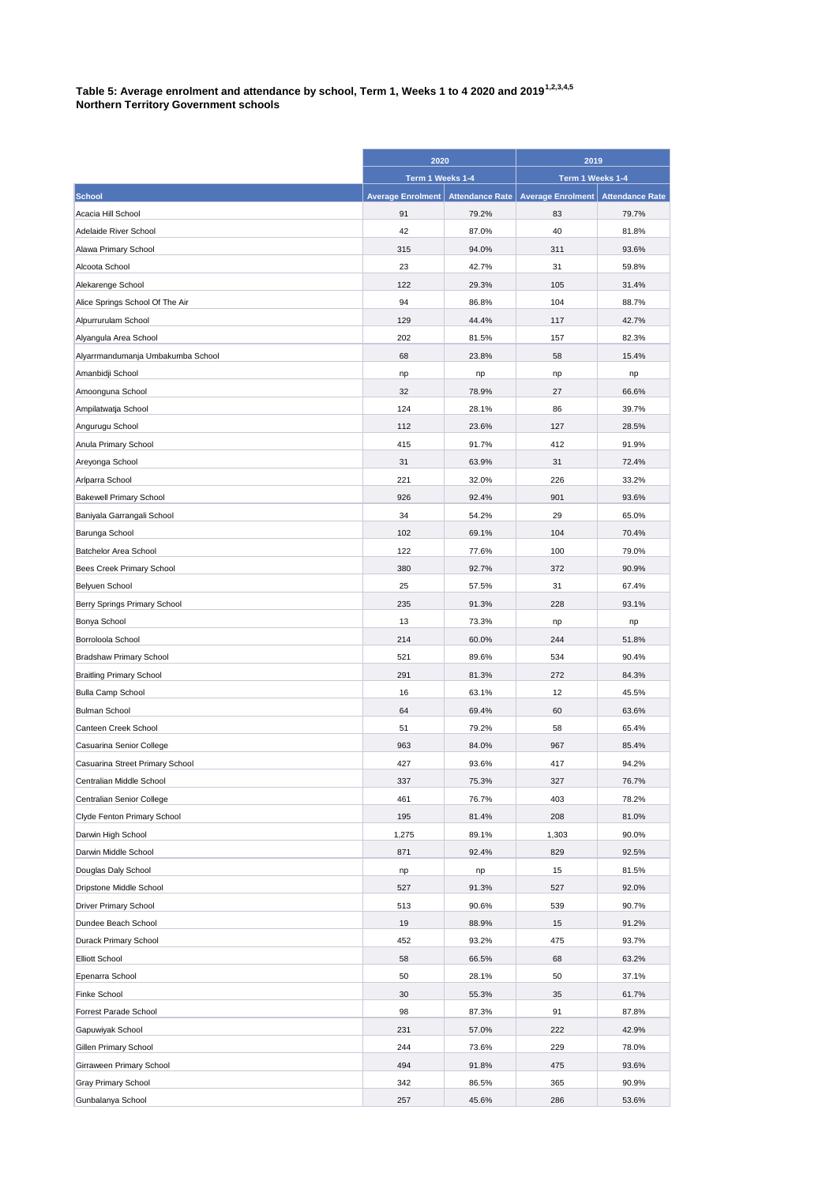**Table 5: Average enrolment and attendance by school, Term 1, Weeks 1 to 4 2020 and 2019[1,2,3,4,5]**
**Northern Territory Government schools**

| | 2020 | | 2019 | |
|---|---|---|---|---|
| | Term 1 Weeks 1-4 | | Term 1 Weeks 1-4 | |
| **School** | **Average Enrolment** | **Attendance Rate** | **Average Enrolment** | **Attendance Rate** |
| Acacia Hill School | 91 | 79.2% | 83 | 79.7% |
| Adelaide River School | 42 | 87.0% | 40 | 81.8% |
| Alawa Primary School | 315 | 94.0% | 311 | 93.6% |
| Alcoota School | 23 | 42.7% | 31 | 59.8% |
| Alekarenge School | 122 | 29.3% | 105 | 31.4% |
| Alice Springs School Of The Air | 94 | 86.8% | 104 | 88.7% |
| Alpurrurulam School | 129 | 44.4% | 117 | 42.7% |
| Alyangula Area School | 202 | 81.5% | 157 | 82.3% |
| Alyarrmandumanja Umbakumba School | 68 | 23.8% | 58 | 15.4% |
| Amanbidji School | np | np | np | np |
| Amoonguna School | 32 | 78.9% | 27 | 66.6% |
| Ampilatwatja School | 124 | 28.1% | 86 | 39.7% |
| Angurugu School | 112 | 23.6% | 127 | 28.5% |
| Anula Primary School | 415 | 91.7% | 412 | 91.9% |
| Areyonga School | 31 | 63.9% | 31 | 72.4% |
| Arlparra School | 221 | 32.0% | 226 | 33.2% |
| Bakewell Primary School | 926 | 92.4% | 901 | 93.6% |
| Baniyala Garrangali School | 34 | 54.2% | 29 | 65.0% |
| Barunga School | 102 | 69.1% | 104 | 70.4% |
| Batchelor Area School | 122 | 77.6% | 100 | 79.0% |
| Bees Creek Primary School | 380 | 92.7% | 372 | 90.9% |
| Belyuen School | 25 | 57.5% | 31 | 67.4% |
| Berry Springs Primary School | 235 | 91.3% | 228 | 93.1% |
| Bonya School | 13 | 73.3% | np | np |
| Borroloola School | 214 | 60.0% | 244 | 51.8% |
| Bradshaw Primary School | 521 | 89.6% | 534 | 90.4% |
| Braitling Primary School | 291 | 81.3% | 272 | 84.3% |
| Bulla Camp School | 16 | 63.1% | 12 | 45.5% |
| Bulman School | 64 | 69.4% | 60 | 63.6% |
| Canteen Creek School | 51 | 79.2% | 58 | 65.4% |
| Casuarina Senior College | 963 | 84.0% | 967 | 85.4% |
| Casuarina Street Primary School | 427 | 93.6% | 417 | 94.2% |
| Centralian Middle School | 337 | 75.3% | 327 | 76.7% |
| Centralian Senior College | 461 | 76.7% | 403 | 78.2% |
| Clyde Fenton Primary School | 195 | 81.4% | 208 | 81.0% |
| Darwin High School | 1,275 | 89.1% | 1,303 | 90.0% |
| Darwin Middle School | 871 | 92.4% | 829 | 92.5% |
| Douglas Daly School | np | np | 15 | 81.5% |
| Dripstone Middle School | 527 | 91.3% | 527 | 92.0% |
| Driver Primary School | 513 | 90.6% | 539 | 90.7% |
| Dundee Beach School | 19 | 88.9% | 15 | 91.2% |
| Durack Primary School | 452 | 93.2% | 475 | 93.7% |
| Elliott School | 58 | 66.5% | 68 | 63.2% |
| Epenarra School | 50 | 28.1% | 50 | 37.1% |
| Finke School | 30 | 55.3% | 35 | 61.7% |
| Forrest Parade School | 98 | 87.3% | 91 | 87.8% |
| Gapuwiyak School | 231 | 57.0% | 222 | 42.9% |
| Gillen Primary School | 244 | 73.6% | 229 | 78.0% |
| Girraween Primary School | 494 | 91.8% | 475 | 93.6% |
| Gray Primary School | 342 | 86.5% | 365 | 90.9% |
| Gunbalanya School | 257 | 45.6% | 286 | 53.6% |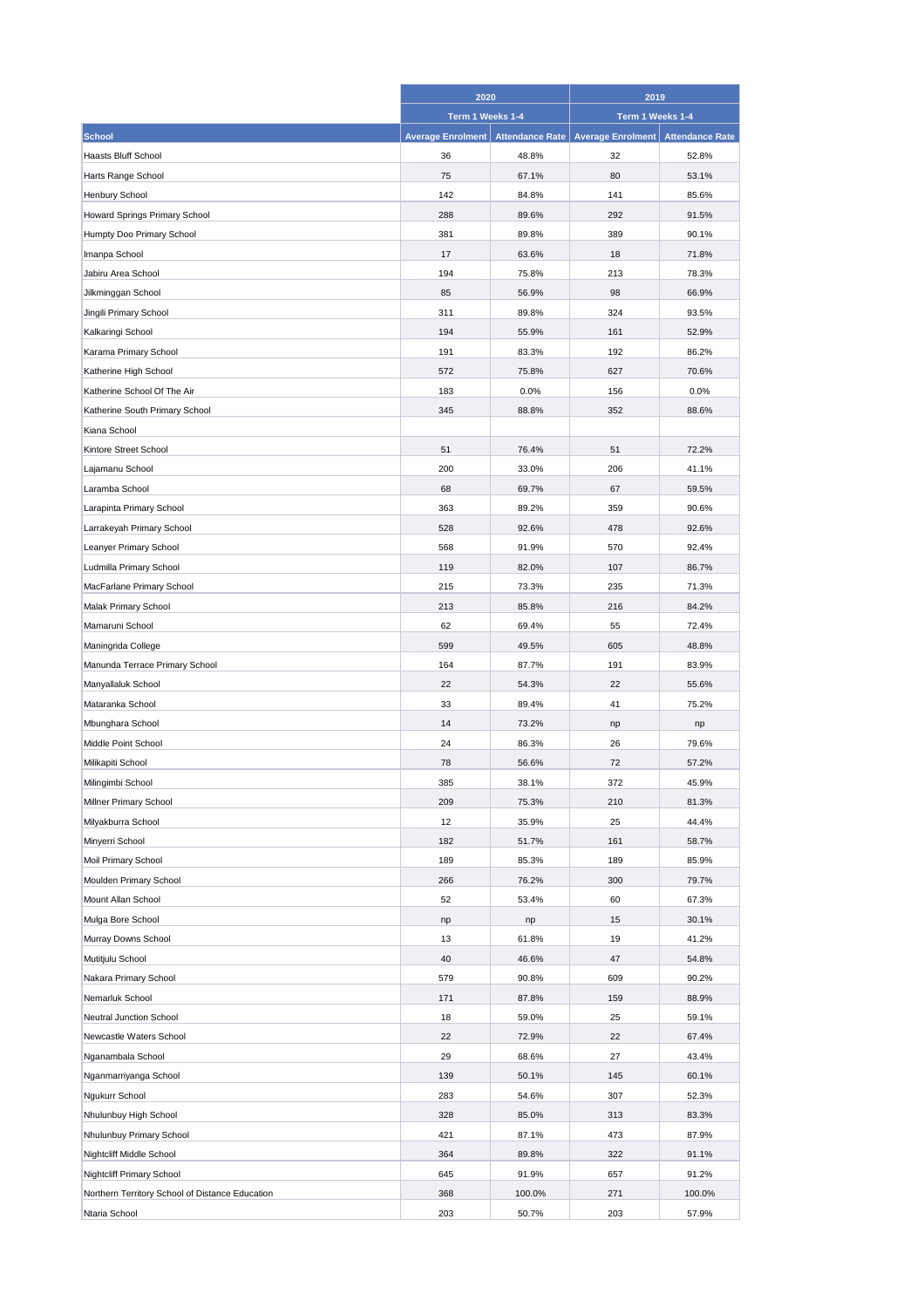| School | 2020 | | 2019 | |
|---|---|---|---|---|
| | Term 1 Weeks 1-4 | | Term 1 Weeks 1-4 | |
| | Average Enrolment | Attendance Rate | Average Enrolment | Attendance Rate |
| Haasts Bluff School | 36 | 48.8% | 32 | 52.8% |
| Harts Range School | 75 | 67.1% | 80 | 53.1% |
| Henbury School | 142 | 84.8% | 141 | 85.6% |
| Howard Springs Primary School | 288 | 89.6% | 292 | 91.5% |
| Humpty Doo Primary School | 381 | 89.8% | 389 | 90.1% |
| Imanpa School | 17 | 63.6% | 18 | 71.8% |
| Jabiru Area School | 194 | 75.8% | 213 | 78.3% |
| Jilkminggan School | 85 | 56.9% | 98 | 66.9% |
| Jingili Primary School | 311 | 89.8% | 324 | 93.5% |
| Kalkaringi School | 194 | 55.9% | 161 | 52.9% |
| Karama Primary School | 191 | 83.3% | 192 | 86.2% |
| Katherine High School | 572 | 75.8% | 627 | 70.6% |
| Katherine School Of The Air | 183 | 0.0% | 156 | 0.0% |
| Katherine South Primary School | 345 | 88.8% | 352 | 88.6% |
| Kiana School | | | | |
| Kintore Street School | 51 | 76.4% | 51 | 72.2% |
| Lajamanu School | 200 | 33.0% | 206 | 41.1% |
| Laramba School | 68 | 69.7% | 67 | 59.5% |
| Larapinta Primary School | 363 | 89.2% | 359 | 90.6% |
| Larrakeyah Primary School | 528 | 92.6% | 478 | 92.6% |
| Leanyer Primary School | 568 | 91.9% | 570 | 92.4% |
| Ludmilla Primary School | 119 | 82.0% | 107 | 86.7% |
| MacFarlane Primary School | 215 | 73.3% | 235 | 71.3% |
| Malak Primary School | 213 | 85.8% | 216 | 84.2% |
| Mamaruni School | 62 | 69.4% | 55 | 72.4% |
| Maningrida College | 599 | 49.5% | 605 | 48.8% |
| Manunda Terrace Primary School | 164 | 87.7% | 191 | 83.9% |
| Manyallaluk School | 22 | 54.3% | 22 | 55.6% |
| Mataranka School | 33 | 89.4% | 41 | 75.2% |
| Mbunghara School | 14 | 73.2% | np | np |
| Middle Point School | 24 | 86.3% | 26 | 79.6% |
| Milikapiti School | 78 | 56.6% | 72 | 57.2% |
| Milingimbi School | 385 | 38.1% | 372 | 45.9% |
| Millner Primary School | 209 | 75.3% | 210 | 81.3% |
| Milyakburra School | 12 | 35.9% | 25 | 44.4% |
| Minyerri School | 182 | 51.7% | 161 | 58.7% |
| Moil Primary School | 189 | 85.3% | 189 | 85.9% |
| Moulden Primary School | 266 | 76.2% | 300 | 79.7% |
| Mount Allan School | 52 | 53.4% | 60 | 67.3% |
| Mulga Bore School | np | np | 15 | 30.1% |
| Murray Downs School | 13 | 61.8% | 19 | 41.2% |
| Mutitjulu School | 40 | 46.6% | 47 | 54.8% |
| Nakara Primary School | 579 | 90.8% | 609 | 90.2% |
| Nemarluk School | 171 | 87.8% | 159 | 88.9% |
| Neutral Junction School | 18 | 59.0% | 25 | 59.1% |
| Newcastle Waters School | 22 | 72.9% | 22 | 67.4% |
| Nganambala School | 29 | 68.6% | 27 | 43.4% |
| Nganmarriyanga School | 139 | 50.1% | 145 | 60.1% |
| Ngukurr School | 283 | 54.6% | 307 | 52.3% |
| Nhulunbuy High School | 328 | 85.0% | 313 | 83.3% |
| Nhulunbuy Primary School | 421 | 87.1% | 473 | 87.9% |
| Nightcliff Middle School | 364 | 89.8% | 322 | 91.1% |
| Nightcliff Primary School | 645 | 91.9% | 657 | 91.2% |
| Northern Territory School of Distance Education | 368 | 100.0% | 271 | 100.0% |
| Ntaria School | 203 | 50.7% | 203 | 57.9% |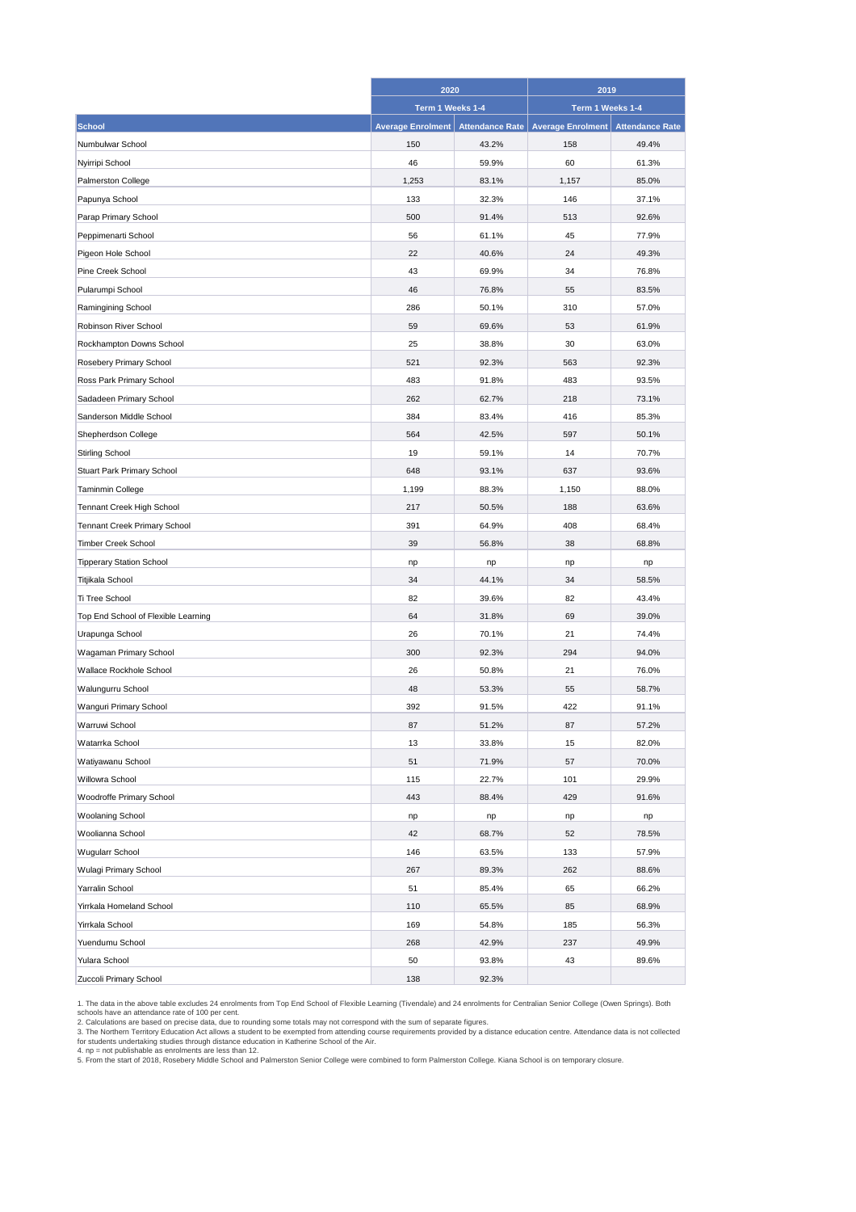| | 2020 | | 2019 | |
|---|---|---|---|---|
| | Term 1 Weeks 1-4 | | Term 1 Weeks 1-4 | |
| School | Average Enrolment | Attendance Rate | Average Enrolment | Attendance Rate |
| Numbulwar School | 150 | 43.2% | 158 | 49.4% |
| Nyirripi School | 46 | 59.9% | 60 | 61.3% |
| Palmerston College | 1,253 | 83.1% | 1,157 | 85.0% |
| Papunya School | 133 | 32.3% | 146 | 37.1% |
| Parap Primary School | 500 | 91.4% | 513 | 92.6% |
| Peppimenarti School | 56 | 61.1% | 45 | 77.9% |
| Pigeon Hole School | 22 | 40.6% | 24 | 49.3% |
| Pine Creek School | 43 | 69.9% | 34 | 76.8% |
| Pularumpi School | 46 | 76.8% | 55 | 83.5% |
| Ramingining School | 286 | 50.1% | 310 | 57.0% |
| Robinson River School | 59 | 69.6% | 53 | 61.9% |
| Rockhampton Downs School | 25 | 38.8% | 30 | 63.0% |
| Rosebery Primary School | 521 | 92.3% | 563 | 92.3% |
| Ross Park Primary School | 483 | 91.8% | 483 | 93.5% |
| Sadadeen Primary School | 262 | 62.7% | 218 | 73.1% |
| Sanderson Middle School | 384 | 83.4% | 416 | 85.3% |
| Shepherdson College | 564 | 42.5% | 597 | 50.1% |
| Stirling School | 19 | 59.1% | 14 | 70.7% |
| Stuart Park Primary School | 648 | 93.1% | 637 | 93.6% |
| Taminmin College | 1,199 | 88.3% | 1,150 | 88.0% |
| Tennant Creek High School | 217 | 50.5% | 188 | 63.6% |
| Tennant Creek Primary School | 391 | 64.9% | 408 | 68.4% |
| Timber Creek School | 39 | 56.8% | 38 | 68.8% |
| Tipperary Station School | np | np | np | np |
| Titjikala School | 34 | 44.1% | 34 | 58.5% |
| Ti Tree School | 82 | 39.6% | 82 | 43.4% |
| Top End School of Flexible Learning | 64 | 31.8% | 69 | 39.0% |
| Urapunga School | 26 | 70.1% | 21 | 74.4% |
| Wagaman Primary School | 300 | 92.3% | 294 | 94.0% |
| Wallace Rockhole School | 26 | 50.8% | 21 | 76.0% |
| Walungurru School | 48 | 53.3% | 55 | 58.7% |
| Wanguri Primary School | 392 | 91.5% | 422 | 91.1% |
| Warruwi School | 87 | 51.2% | 87 | 57.2% |
| Watarrka School | 13 | 33.8% | 15 | 82.0% |
| Watiyawanu School | 51 | 71.9% | 57 | 70.0% |
| Willowra School | 115 | 22.7% | 101 | 29.9% |
| Woodroffe Primary School | 443 | 88.4% | 429 | 91.6% |
| Woolaning School | np | np | np | np |
| Woolianna School | 42 | 68.7% | 52 | 78.5% |
| Wugularr School | 146 | 63.5% | 133 | 57.9% |
| Wulagi Primary School | 267 | 89.3% | 262 | 88.6% |
| Yarralin School | 51 | 85.4% | 65 | 66.2% |
| Yirrkala Homeland School | 110 | 65.5% | 85 | 68.9% |
| Yirrkala School | 169 | 54.8% | 185 | 56.3% |
| Yuendumu School | 268 | 42.9% | 237 | 49.9% |
| Yulara School | 50 | 93.8% | 43 | 89.6% |
| Zuccoli Primary School | 138 | 92.3% | | |

1. The data in the above table excludes 24 enrolments from Top End School of Flexible Learning (Tivendale) and 24 enrolments for Centralian Senior College (Owen Springs). Both schools have an attendance rate of 100 per cent.
2. Calculations are based on precise data, due to rounding some totals may not correspond with the sum of separate figures.
3. The Northern Territory Education Act allows a student to be exempted from attending course requirements provided by a distance education centre. Attendance data is not collected for students undertaking studies through distance education in Katherine School of the Air.
4. np = not publishable as enrolments are less than 12.
5. From the start of 2018, Rosebery Middle School and Palmerston Senior College were combined to form Palmerston College. Kiana School is on temporary closure.